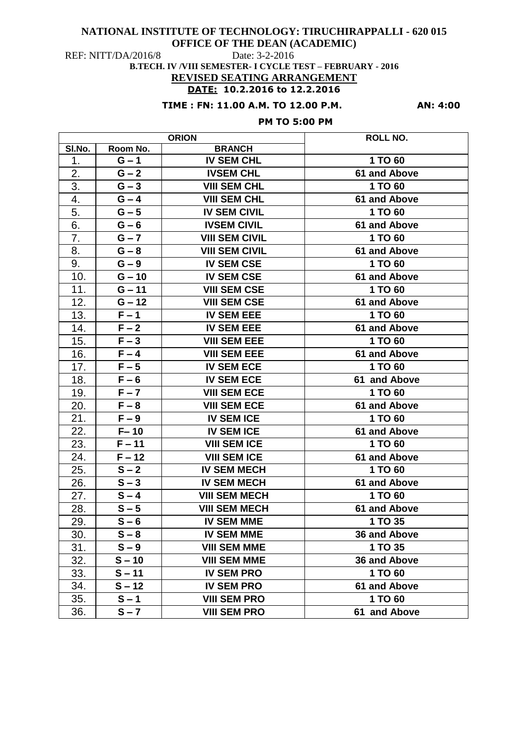**NATIONAL INSTITUTE OF TECHNOLOGY: TIRUCHIRAPPALLI - 620 015**

**OFFICE OF THE DEAN (ACADEMIC)**

REF: NITT/DA/2016/8 Date: 3-2-2016

**B.TECH. IV /VIII SEMESTER- I CYCLE TEST – FEBRUARY - 2016**

**REVISED SEATING ARRANGEMENT**

**DATE: 10.2.2016 to 12.2.2016**

**TIME : FN: 11.00 A.M. TO 12.00 P.M. AN: 4:00 PM TO 5:00 PM**

| ORION | | | ROLL NO. |
|---|---|---|---|
| Sl.No. | Room No. | BRANCH | |
| 1. | G – 1 | IV SEM CHL | 1 TO 60 |
| 2. | G – 2 | IVSEM CHL | 61 and Above |
| 3. | G – 3 | VIII SEM CHL | 1 TO 60 |
| 4. | G – 4 | VIII SEM CHL | 61 and Above |
| 5. | G – 5 | IV SEM CIVIL | 1 TO 60 |
| 6. | G – 6 | IVSEM CIVIL | 61 and Above |
| 7. | G – 7 | VIII SEM CIVIL | 1 TO 60 |
| 8. | G – 8 | VIII SEM CIVIL | 61 and Above |
| 9. | G – 9 | IV SEM CSE | 1 TO 60 |
| 10. | G – 10 | IV SEM CSE | 61 and Above |
| 11. | G – 11 | VIII SEM CSE | 1 TO 60 |
| 12. | G – 12 | VIII SEM CSE | 61 and Above |
| 13. | F – 1 | IV SEM EEE | 1 TO 60 |
| 14. | F – 2 | IV SEM EEE | 61 and Above |
| 15. | F – 3 | VIII SEM EEE | 1 TO 60 |
| 16. | F – 4 | VIII SEM EEE | 61 and Above |
| 17. | F – 5 | IV SEM ECE | 1 TO 60 |
| 18. | F – 6 | IV SEM ECE | 61 and Above |
| 19. | F – 7 | VIII SEM ECE | 1 TO 60 |
| 20. | F – 8 | VIII SEM ECE | 61 and Above |
| 21. | F – 9 | IV SEM ICE | 1 TO 60 |
| 22. | F– 10 | IV SEM ICE | 61 and Above |
| 23. | F – 11 | VIII SEM ICE | 1 TO 60 |
| 24. | F – 12 | VIII SEM ICE | 61 and Above |
| 25. | S – 2 | IV SEM MECH | 1 TO 60 |
| 26. | S – 3 | IV SEM MECH | 61 and Above |
| 27. | S – 4 | VIII SEM MECH | 1 TO 60 |
| 28. | S – 5 | VIII SEM MECH | 61 and Above |
| 29. | S – 6 | IV SEM MME | 1 TO 35 |
| 30. | S – 8 | IV SEM MME | 36 and Above |
| 31. | S – 9 | VIII SEM MME | 1 TO 35 |
| 32. | S – 10 | VIII SEM MME | 36 and Above |
| 33. | S – 11 | IV SEM PRO | 1 TO 60 |
| 34. | S – 12 | IV SEM PRO | 61 and Above |
| 35. | S – 1 | VIII SEM PRO | 1 TO 60 |
| 36. | S – 7 | VIII SEM PRO | 61 and Above |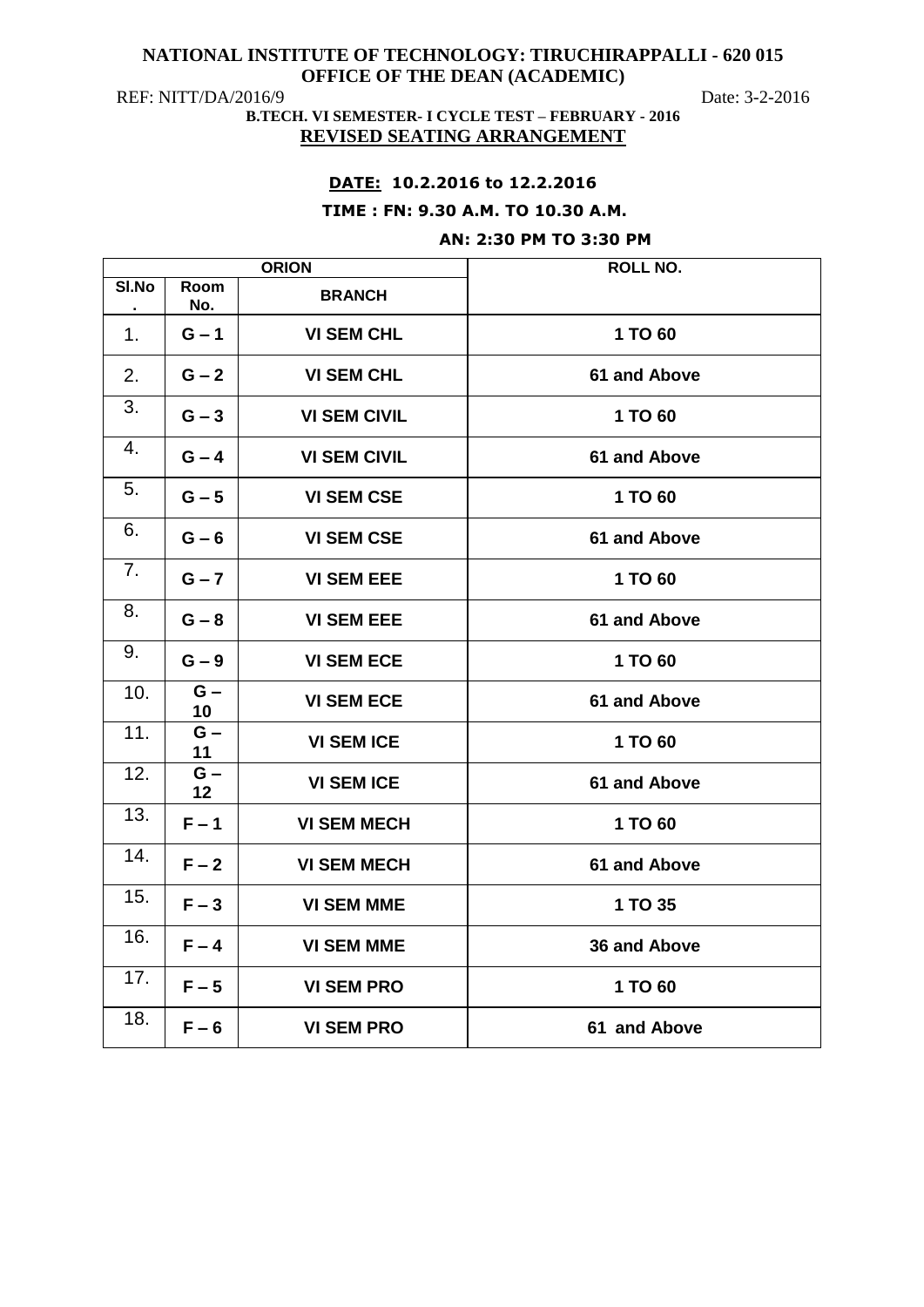**NATIONAL INSTITUTE OF TECHNOLOGY: TIRUCHIRAPPALLI - 620 015**
**OFFICE OF THE DEAN (ACADEMIC)**

REF: NITT/DA/2016/9 Date: 3-2-2016

**B.TECH. VI SEMESTER- I CYCLE TEST – FEBRUARY - 2016**

**REVISED SEATING ARRANGEMENT**

**DATE: 10.2.2016 to 12.2.2016**

**TIME : FN: 9.30 A.M. TO 10.30 A.M.**

**AN: 2:30 PM TO 3:30 PM**

| ORION | | | ROLL NO. |
|---|---|---|---|
| Sl.No. | Room No. | BRANCH | |
| 1. | G – 1 | VI SEM CHL | 1 TO 60 |
| 2. | G – 2 | VI SEM CHL | 61 and Above |
| 3. | G – 3 | VI SEM CIVIL | 1 TO 60 |
| 4. | G – 4 | VI SEM CIVIL | 61 and Above |
| 5. | G – 5 | VI SEM CSE | 1 TO 60 |
| 6. | G – 6 | VI SEM CSE | 61 and Above |
| 7. | G – 7 | VI SEM EEE | 1 TO 60 |
| 8. | G – 8 | VI SEM EEE | 61 and Above |
| 9. | G – 9 | VI SEM ECE | 1 TO 60 |
| 10. | G – 10 | VI SEM ECE | 61 and Above |
| 11. | G – 11 | VI SEM ICE | 1 TO 60 |
| 12. | G – 12 | VI SEM ICE | 61 and Above |
| 13. | F – 1 | VI SEM MECH | 1 TO 60 |
| 14. | F – 2 | VI SEM MECH | 61 and Above |
| 15. | F – 3 | VI SEM MME | 1 TO 35 |
| 16. | F – 4 | VI SEM MME | 36 and Above |
| 17. | F – 5 | VI SEM PRO | 1 TO 60 |
| 18. | F – 6 | VI SEM PRO | 61 and Above |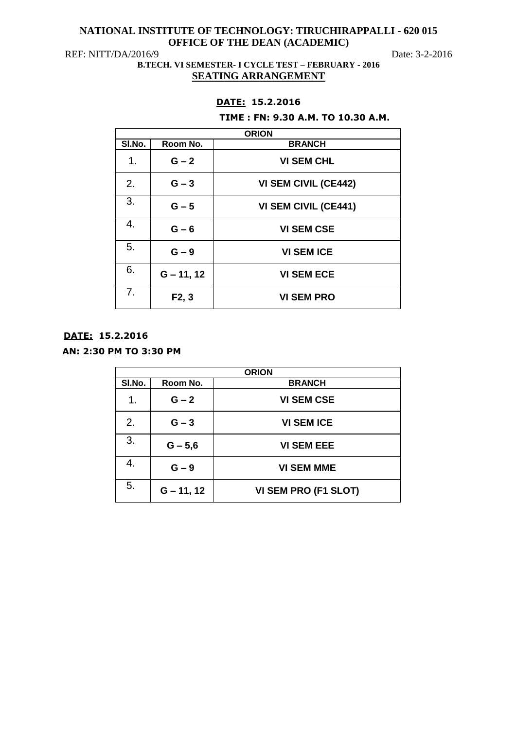**NATIONAL INSTITUTE OF TECHNOLOGY: TIRUCHIRAPPALLI - 620 015**
**OFFICE OF THE DEAN (ACADEMIC)**

REF: NITT/DA/2016/9 Date: 3-2-2016

**B.TECH. VI SEMESTER- I CYCLE TEST – FEBRUARY - 2016**

**SEATING ARRANGEMENT**

**DATE: 15.2.2016**

**TIME : FN: 9.30 A.M. TO 10.30 A.M.**

| ORION | | |
|---|---|---|
| **Sl.No.** | **Room No.** | **BRANCH** |
| 1. | **G – 2** | **VI SEM CHL** |
| 2. | **G – 3** | **VI SEM CIVIL (CE442)** |
| 3. | **G – 5** | **VI SEM CIVIL (CE441)** |
| 4. | **G – 6** | **VI SEM CSE** |
| 5. | **G – 9** | **VI SEM ICE** |
| 6. | **G – 11, 12** | **VI SEM ECE** |
| 7. | **F2, 3** | **VI SEM PRO** |

**DATE: 15.2.2016**

**AN: 2:30 PM TO 3:30 PM**

| ORION | | |
|---|---|---|
| **Sl.No.** | **Room No.** | **BRANCH** |
| 1. | **G – 2** | **VI SEM CSE** |
| 2. | **G – 3** | **VI SEM ICE** |
| 3. | **G – 5,6** | **VI SEM EEE** |
| 4. | **G – 9** | **VI SEM MME** |
| 5. | **G – 11, 12** | **VI SEM PRO (F1 SLOT)** |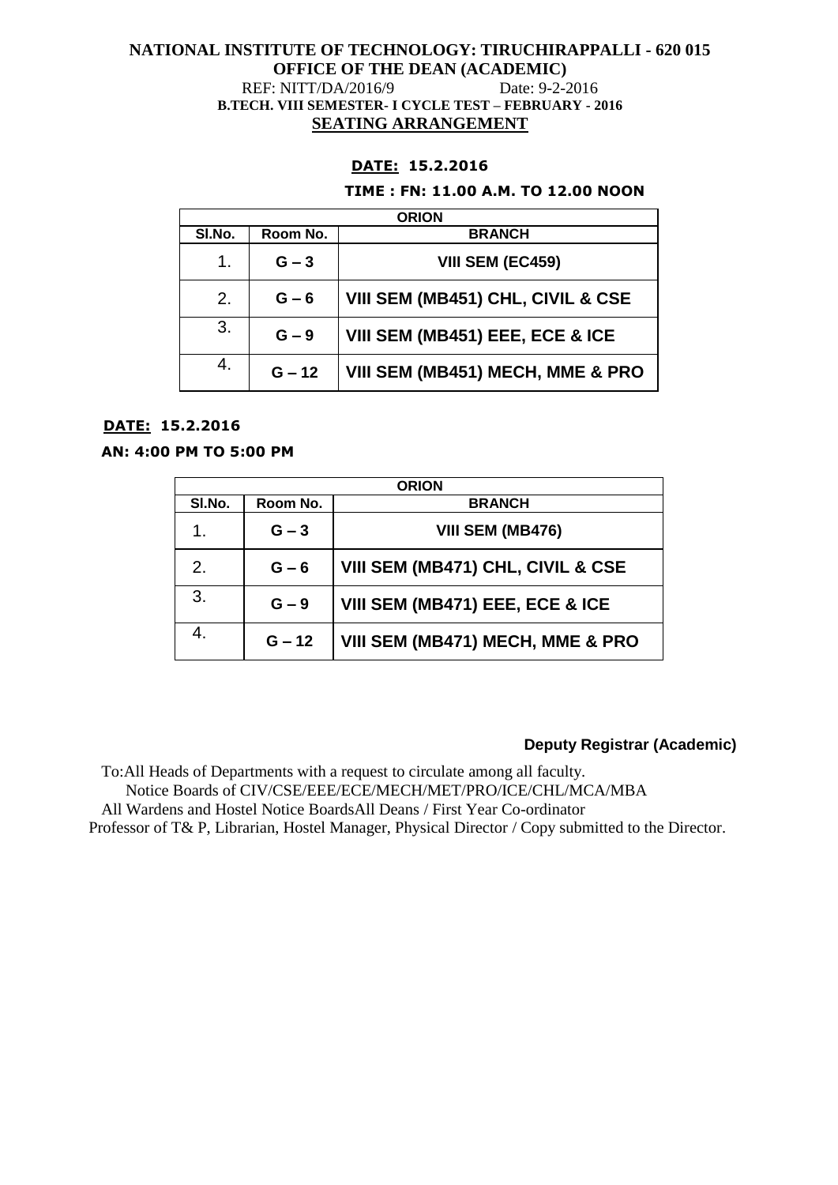**NATIONAL INSTITUTE OF TECHNOLOGY: TIRUCHIRAPPALLI - 620 015**
**OFFICE OF THE DEAN (ACADEMIC)**
REF: NITT/DA/2016/9 Date: 9-2-2016
**B.TECH. VIII SEMESTER- I CYCLE TEST – FEBRUARY - 2016**
**SEATING ARRANGEMENT**

**DATE: 15.2.2016**

**TIME : FN: 11.00 A.M. TO 12.00 NOON**

| ORION | | |
|---|---|---|
| **Sl.No.** | **Room No.** | **BRANCH** |
| 1. | **G – 3** | **VIII SEM (EC459)** |
| 2. | **G – 6** | **VIII SEM (MB451) CHL, CIVIL & CSE** |
| 3. | **G – 9** | **VIII SEM (MB451) EEE, ECE & ICE** |
| 4. | **G – 12** | **VIII SEM (MB451) MECH, MME & PRO** |

**DATE: 15.2.2016**

**AN: 4:00 PM TO 5:00 PM**

| ORION | | |
|---|---|---|
| **Sl.No.** | **Room No.** | **BRANCH** |
| 1. | **G – 3** | **VIII SEM (MB476)** |
| 2. | **G – 6** | **VIII SEM (MB471) CHL, CIVIL & CSE** |
| 3. | **G – 9** | **VIII SEM (MB471) EEE, ECE & ICE** |
| 4. | **G – 12** | **VIII SEM (MB471) MECH, MME & PRO** |

**Deputy Registrar (Academic)**

To:All Heads of Departments with a request to circulate among all faculty.
Notice Boards of CIV/CSE/EEE/ECE/MECH/MET/PRO/ICE/CHL/MCA/MBA
All Wardens and Hostel Notice BoardsAll Deans / First Year Co-ordinator
Professor of T& P, Librarian, Hostel Manager, Physical Director / Copy submitted to the Director.